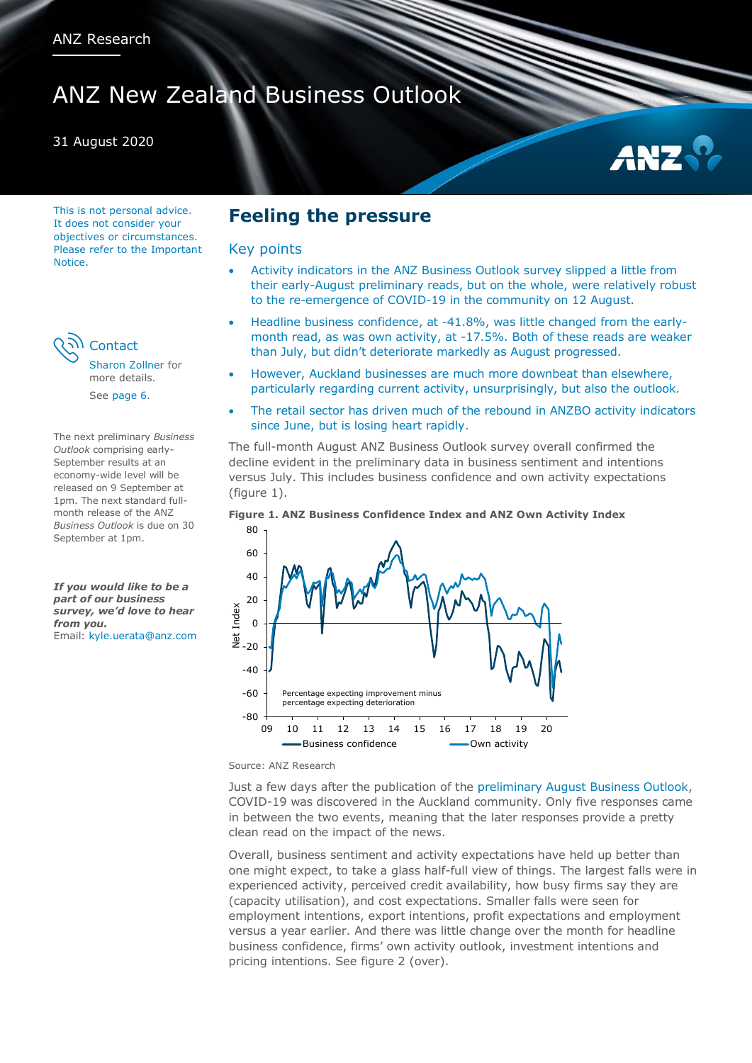ANZ Research

# ANZ New Zealand Business Outlook

31 August 2020

This is not personal advice. It does not consider your objectives or circumstances. Please refer to the Important Notice.

**Contact**

Sharon Zollner for more details.

See page 6.

The next preliminary *Business Outlook* comprising early-September results at an economy-wide level will be released on 9 September at 1pm. The next standard full-month release of the ANZ *Business Outlook* is due on 30 September at 1pm.

***If you would like to be a part of our business survey, we'd love to hear from you.***
Email: kyle.uerata@anz.com

## Feeling the pressure

### Key points

- Activity indicators in the ANZ Business Outlook survey slipped a little from their early-August preliminary reads, but on the whole, were relatively robust to the re-emergence of COVID-19 in the community on 12 August.
- Headline business confidence, at -41.8%, was little changed from the early-month read, as was own activity, at -17.5%. Both of these reads are weaker than July, but didn't deteriorate markedly as August progressed.
- However, Auckland businesses are much more downbeat than elsewhere, particularly regarding current activity, unsurprisingly, but also the outlook.
- The retail sector has driven much of the rebound in ANZBO activity indicators since June, but is losing heart rapidly.

The full-month August ANZ Business Outlook survey overall confirmed the decline evident in the preliminary data in business sentiment and intentions versus July. This includes business confidence and own activity expectations (figure 1).

**Figure 1. ANZ Business Confidence Index and ANZ Own Activity Index**

Source: ANZ Research

Just a few days after the publication of the preliminary August Business Outlook, COVID-19 was discovered in the Auckland community. Only five responses came in between the two events, meaning that the later responses provide a pretty clean read on the impact of the news.

Overall, business sentiment and activity expectations have held up better than one might expect, to take a glass half-full view of things. The largest falls were in experienced activity, perceived credit availability, how busy firms say they are (capacity utilisation), and cost expectations. Smaller falls were seen for employment intentions, export intentions, profit expectations and employment versus a year earlier. And there was little change over the month for headline business confidence, firms' own activity outlook, investment intentions and pricing intentions. See figure 2 (over).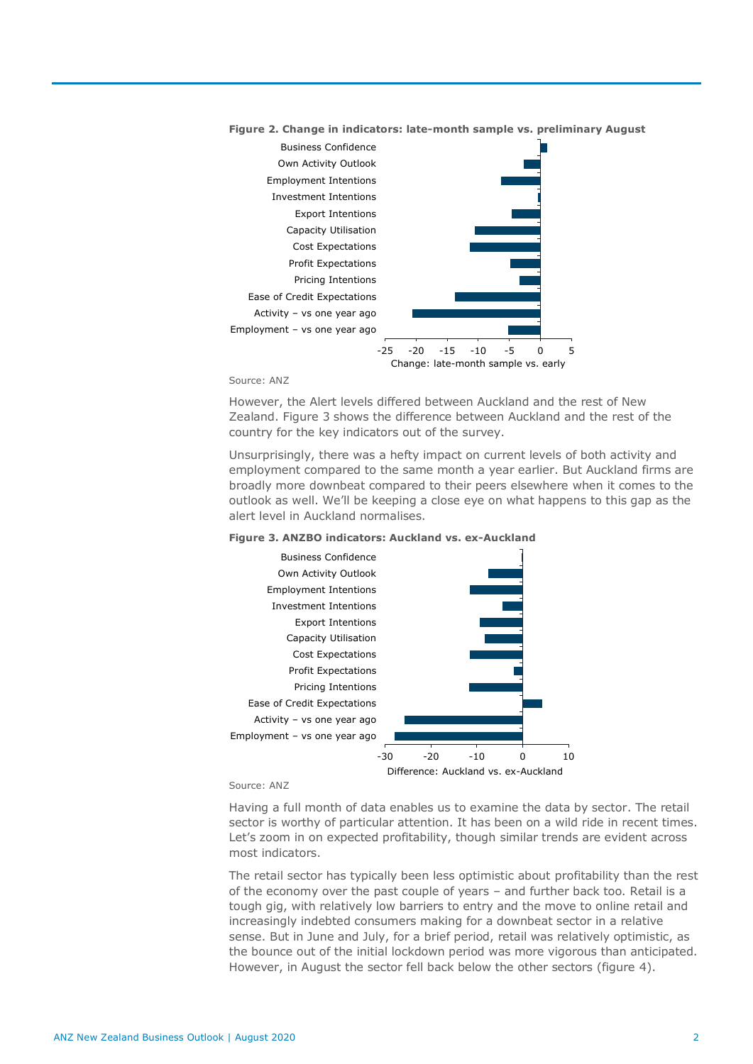**Figure 2. Change in indicators: late-month sample vs. preliminary August**

Source: ANZ

However, the Alert levels differed between Auckland and the rest of New Zealand. Figure 3 shows the difference between Auckland and the rest of the country for the key indicators out of the survey.

Unsurprisingly, there was a hefty impact on current levels of both activity and employment compared to the same month a year earlier. But Auckland firms are broadly more downbeat compared to their peers elsewhere when it comes to the outlook as well. We'll be keeping a close eye on what happens to this gap as the alert level in Auckland normalises.

**Figure 3. ANZBO indicators: Auckland vs. ex-Auckland**

Source: ANZ

Having a full month of data enables us to examine the data by sector. The retail sector is worthy of particular attention. It has been on a wild ride in recent times. Let's zoom in on expected profitability, though similar trends are evident across most indicators.

The retail sector has typically been less optimistic about profitability than the rest of the economy over the past couple of years – and further back too. Retail is a tough gig, with relatively low barriers to entry and the move to online retail and increasingly indebted consumers making for a downbeat sector in a relative sense. But in June and July, for a brief period, retail was relatively optimistic, as the bounce out of the initial lockdown period was more vigorous than anticipated. However, in August the sector fell back below the other sectors (figure 4).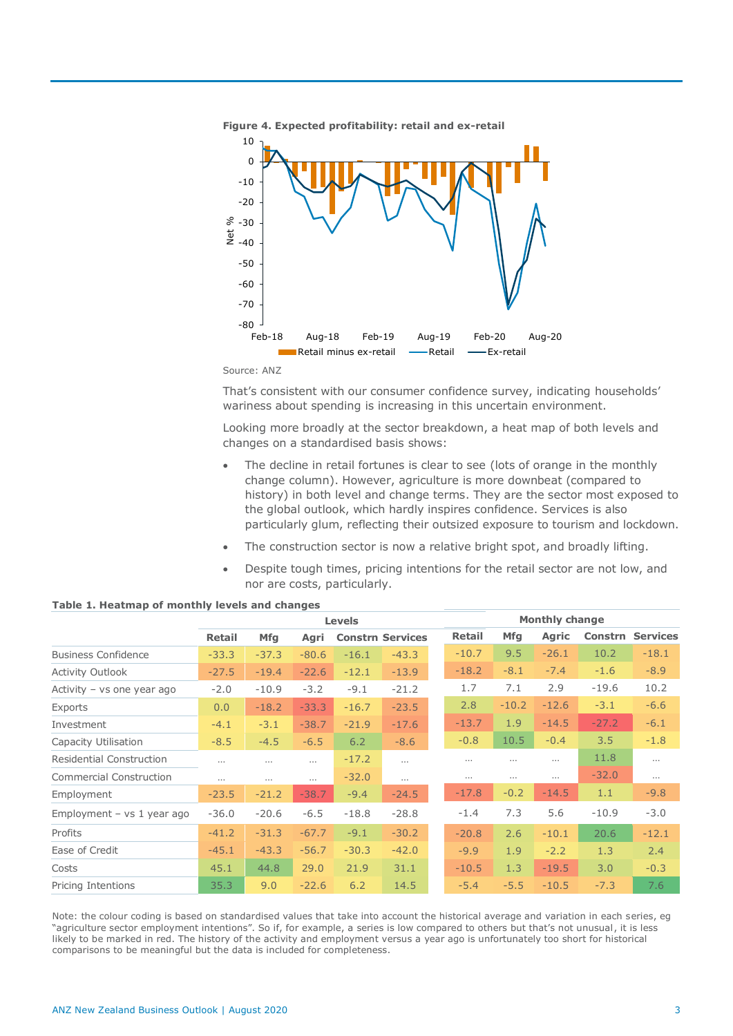**Figure 4. Expected profitability: retail and ex-retail**

Source: ANZ

That's consistent with our consumer confidence survey, indicating households' wariness about spending is increasing in this uncertain environment.

Looking more broadly at the sector breakdown, a heat map of both levels and changes on a standardised basis shows:

- The decline in retail fortunes is clear to see (lots of orange in the monthly change column). However, agriculture is more downbeat (compared to history) in both level and change terms. They are the sector most exposed to the global outlook, which hardly inspires confidence. Services is also particularly glum, reflecting their outsized exposure to tourism and lockdown.
- The construction sector is now a relative bright spot, and broadly lifting.
- Despite tough times, pricing intentions for the retail sector are not low, and nor are costs, particularly.

**Table 1. Heatmap of monthly levels and changes**

| | Levels | | | | | Monthly change | | | | |
|---|---|---|---|---|---|---|---|---|---|---|
| | Retail | Mfg | Agri | Constrn | Services | Retail | Mfg | Agric | Constrn | Services |
| Business Confidence | -33.3 | -37.3 | -80.6 | -16.1 | -43.3 | -10.7 | 9.5 | -26.1 | 10.2 | -18.1 |
| Activity Outlook | -27.5 | -19.4 | -22.6 | -12.1 | -13.9 | -18.2 | -8.1 | -7.4 | -1.6 | -8.9 |
| Activity – vs one year ago | -2.0 | -10.9 | -3.2 | -9.1 | -21.2 | 1.7 | 7.1 | 2.9 | -19.6 | 10.2 |
| Exports | 0.0 | -18.2 | -33.3 | -16.7 | -23.5 | 2.8 | -10.2 | -12.6 | -3.1 | -6.6 |
| Investment | -4.1 | -3.1 | -38.7 | -21.9 | -17.6 | -13.7 | 1.9 | -14.5 | -27.2 | -6.1 |
| Capacity Utilisation | -8.5 | -4.5 | -6.5 | 6.2 | -8.6 | -0.8 | 10.5 | -0.4 | 3.5 | -1.8 |
| Residential Construction | … | … | … | -17.2 | … | … | … | … | 11.8 | … |
| Commercial Construction | … | … | … | -32.0 | … | … | … | … | -32.0 | … |
| Employment | -23.5 | -21.2 | -38.7 | -9.4 | -24.5 | -17.8 | -0.2 | -14.5 | 1.1 | -9.8 |
| Employment – vs 1 year ago | -36.0 | -20.6 | -6.5 | -18.8 | -28.8 | -1.4 | 7.3 | 5.6 | -10.9 | -3.0 |
| Profits | -41.2 | -31.3 | -67.7 | -9.1 | -30.2 | -20.8 | 2.6 | -10.1 | 20.6 | -12.1 |
| Ease of Credit | -45.1 | -43.3 | -56.7 | -30.3 | -42.0 | -9.9 | 1.9 | -2.2 | 1.3 | 2.4 |
| Costs | 45.1 | 44.8 | 29.0 | 21.9 | 31.1 | -10.5 | 1.3 | -19.5 | 3.0 | -0.3 |
| Pricing Intentions | 35.3 | 9.0 | -22.6 | 6.2 | 14.5 | -5.4 | -5.5 | -10.5 | -7.3 | 7.6 |

Note: the colour coding is based on standardised values that take into account the historical average and variation in each series, eg "agriculture sector employment intentions". So if, for example, a series is low compared to others but that's not unusual, it is less likely to be marked in red. The history of the activity and employment versus a year ago is unfortunately too short for historical comparisons to be meaningful but the data is included for completeness.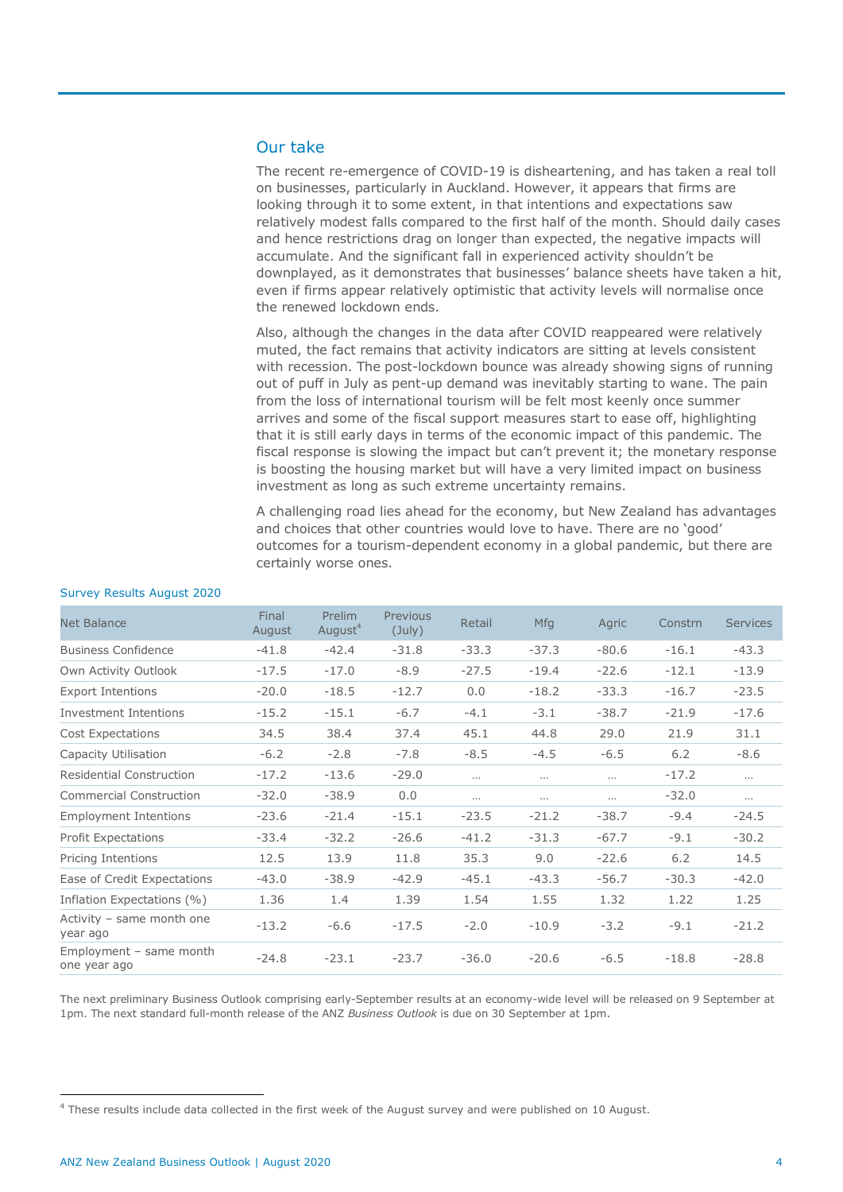## Our take

The recent re-emergence of COVID-19 is disheartening, and has taken a real toll on businesses, particularly in Auckland. However, it appears that firms are looking through it to some extent, in that intentions and expectations saw relatively modest falls compared to the first half of the month. Should daily cases and hence restrictions drag on longer than expected, the negative impacts will accumulate. And the significant fall in experienced activity shouldn't be downplayed, as it demonstrates that businesses' balance sheets have taken a hit, even if firms appear relatively optimistic that activity levels will normalise once the renewed lockdown ends.

Also, although the changes in the data after COVID reappeared were relatively muted, the fact remains that activity indicators are sitting at levels consistent with recession. The post-lockdown bounce was already showing signs of running out of puff in July as pent-up demand was inevitably starting to wane. The pain from the loss of international tourism will be felt most keenly once summer arrives and some of the fiscal support measures start to ease off, highlighting that it is still early days in terms of the economic impact of this pandemic. The fiscal response is slowing the impact but can't prevent it; the monetary response is boosting the housing market but will have a very limited impact on business investment as long as such extreme uncertainty remains.

A challenging road lies ahead for the economy, but New Zealand has advantages and choices that other countries would love to have. There are no 'good' outcomes for a tourism-dependent economy in a global pandemic, but there are certainly worse ones.

Survey Results August 2020

| Net Balance | Final August | Prelim August[4] | Previous (July) | Retail | Mfg | Agric | Constrn | Services |
|---|---|---|---|---|---|---|---|---|
| Business Confidence | -41.8 | -42.4 | -31.8 | -33.3 | -37.3 | -80.6 | -16.1 | -43.3 |
| Own Activity Outlook | -17.5 | -17.0 | -8.9 | -27.5 | -19.4 | -22.6 | -12.1 | -13.9 |
| Export Intentions | -20.0 | -18.5 | -12.7 | 0.0 | -18.2 | -33.3 | -16.7 | -23.5 |
| Investment Intentions | -15.2 | -15.1 | -6.7 | -4.1 | -3.1 | -38.7 | -21.9 | -17.6 |
| Cost Expectations | 34.5 | 38.4 | 37.4 | 45.1 | 44.8 | 29.0 | 21.9 | 31.1 |
| Capacity Utilisation | -6.2 | -2.8 | -7.8 | -8.5 | -4.5 | -6.5 | 6.2 | -8.6 |
| Residential Construction | -17.2 | -13.6 | -29.0 | … | … | … | -17.2 | … |
| Commercial Construction | -32.0 | -38.9 | 0.0 | … | … | … | -32.0 | … |
| Employment Intentions | -23.6 | -21.4 | -15.1 | -23.5 | -21.2 | -38.7 | -9.4 | -24.5 |
| Profit Expectations | -33.4 | -32.2 | -26.6 | -41.2 | -31.3 | -67.7 | -9.1 | -30.2 |
| Pricing Intentions | 12.5 | 13.9 | 11.8 | 35.3 | 9.0 | -22.6 | 6.2 | 14.5 |
| Ease of Credit Expectations | -43.0 | -38.9 | -42.9 | -45.1 | -43.3 | -56.7 | -30.3 | -42.0 |
| Inflation Expectations (%) | 1.36 | 1.4 | 1.39 | 1.54 | 1.55 | 1.32 | 1.22 | 1.25 |
| Activity – same month one year ago | -13.2 | -6.6 | -17.5 | -2.0 | -10.9 | -3.2 | -9.1 | -21.2 |
| Employment – same month one year ago | -24.8 | -23.1 | -23.7 | -36.0 | -20.6 | -6.5 | -18.8 | -28.8 |

The next preliminary Business Outlook comprising early-September results at an economy-wide level will be released on 9 September at 1pm. The next standard full-month release of the ANZ *Business Outlook* is due on 30 September at 1pm.

[4] These results include data collected in the first week of the August survey and were published on 10 August.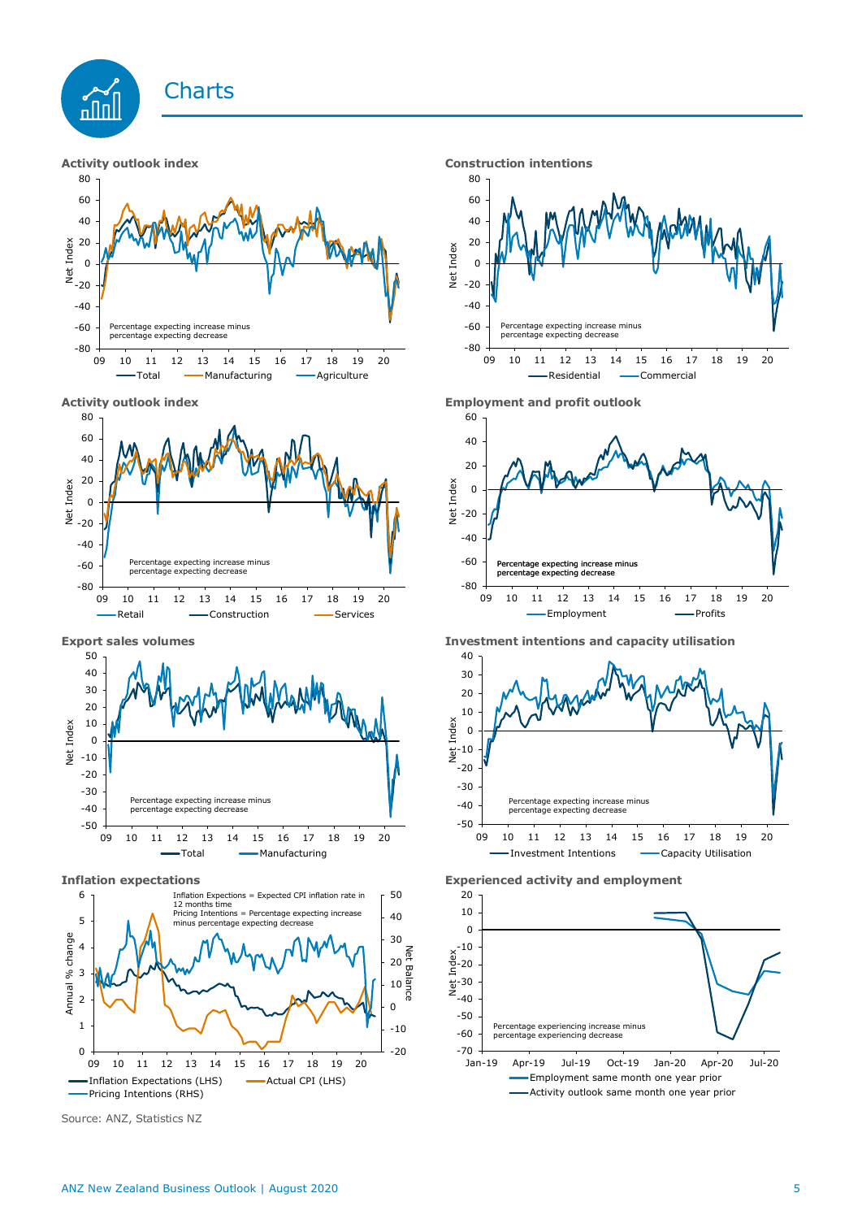# Charts

**Activity outlook index**

Net Index

Percentage expecting increase minus percentage expecting decrease

Total — Manufacturing — Agriculture

**Construction intentions**

Net Index

Percentage expecting increase minus percentage expecting decrease

Residential — Commercial

**Activity outlook index**

Net Index

Percentage expecting increase minus percentage expecting decrease

Retail — Construction — Services

**Employment and profit outlook**

Net Index

Percentage expecting increase minus percentage expecting decrease

Employment — Profits

**Export sales volumes**

Net Index

Percentage expecting increase minus percentage expecting decrease

Total — Manufacturing

**Investment intentions and capacity utilisation**

Net Index

Percentage expecting increase minus percentage expecting decrease

Investment Intentions — Capacity Utilisation

**Inflation expectations**

Inflation Expectations = Expected CPI inflation rate in 12 months time

Pricing Intentions = Percentage expecting increase minus percentage expecting decrease

Annual % change — Net Balance

Inflation Expectations (LHS) — Actual CPI (LHS) — Pricing Intentions (RHS)

**Experienced activity and employment**

Net Index

Percentage experiencing increase minus percentage experiencing decrease

Employment same month one year prior — Activity outlook same month one year prior

Source: ANZ, Statistics NZ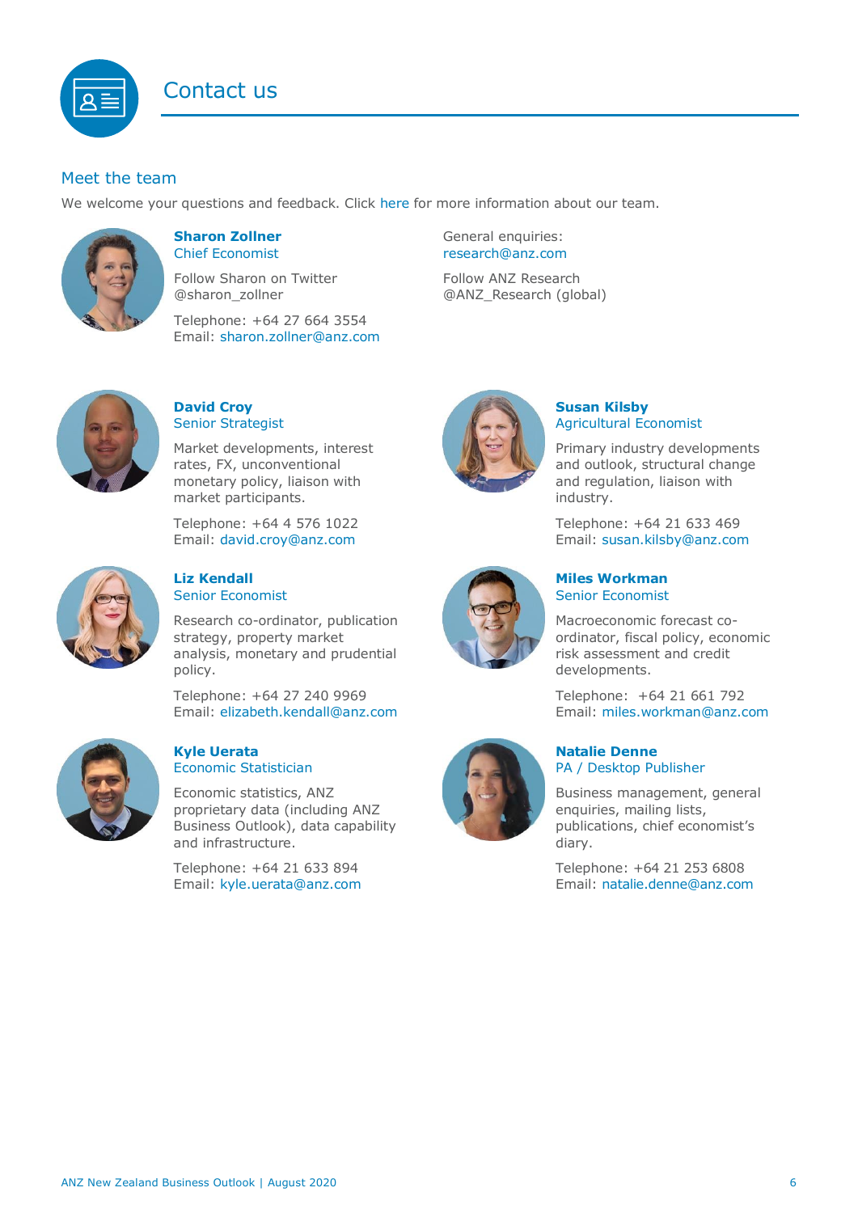# Contact us

## Meet the team

We welcome your questions and feedback. Click here for more information about our team.

**Sharon Zollner**
Chief Economist

Follow Sharon on Twitter @sharon_zollner

Telephone: +64 27 664 3554
Email: sharon.zollner@anz.com

General enquiries:
research@anz.com

Follow ANZ Research
@ANZ_Research (global)

**David Croy**
Senior Strategist

Market developments, interest rates, FX, unconventional monetary policy, liaison with market participants.

Telephone: +64 4 576 1022
Email: david.croy@anz.com

**Susan Kilsby**
Agricultural Economist

Primary industry developments and outlook, structural change and regulation, liaison with industry.

Telephone: +64 21 633 469
Email: susan.kilsby@anz.com

**Liz Kendall**
Senior Economist

Research co-ordinator, publication strategy, property market analysis, monetary and prudential policy.

Telephone: +64 27 240 9969
Email: elizabeth.kendall@anz.com

**Miles Workman**
Senior Economist

Macroeconomic forecast co-ordinator, fiscal policy, economic risk assessment and credit developments.

Telephone: +64 21 661 792
Email: miles.workman@anz.com

**Kyle Uerata**
Economic Statistician

Economic statistics, ANZ proprietary data (including ANZ Business Outlook), data capability and infrastructure.

Telephone: +64 21 633 894
Email: kyle.uerata@anz.com

**Natalie Denne**
PA / Desktop Publisher

Business management, general enquiries, mailing lists, publications, chief economist's diary.

Telephone: +64 21 253 6808
Email: natalie.denne@anz.com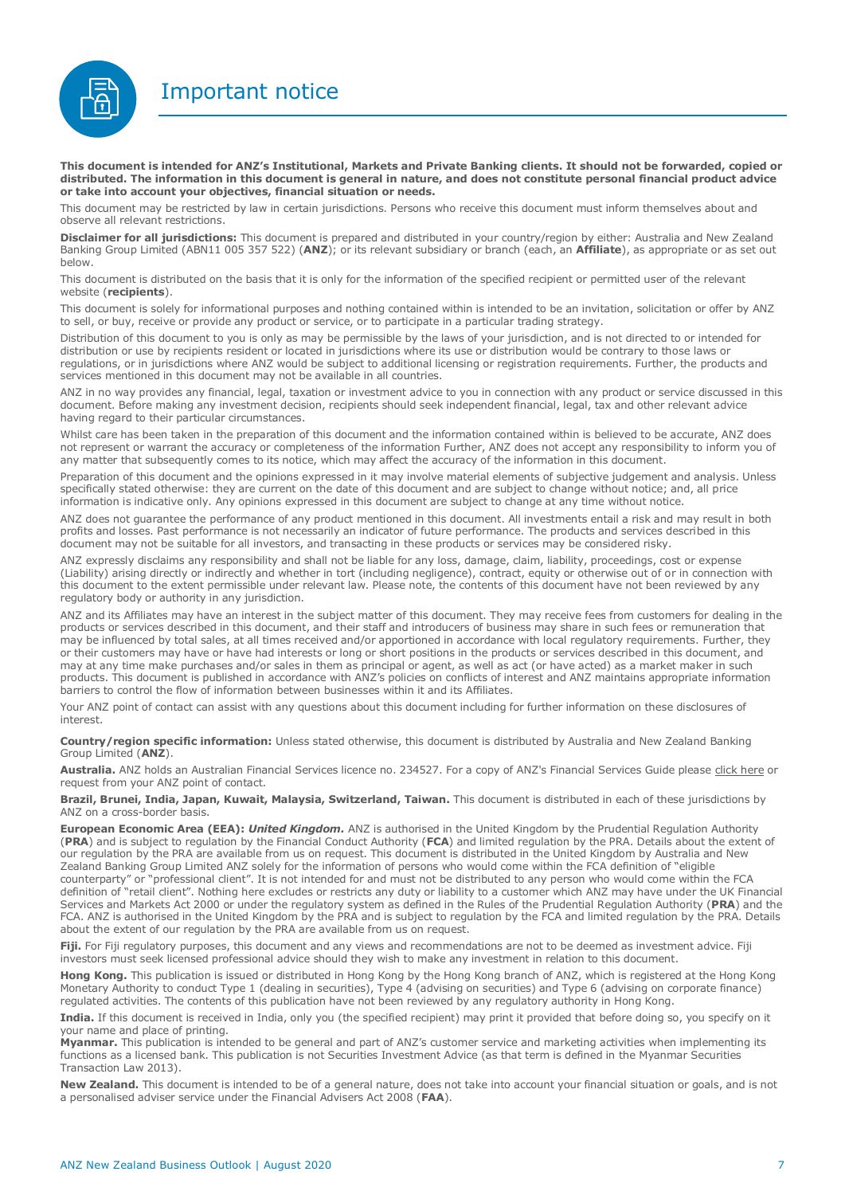# Important notice

**This document is intended for ANZ's Institutional, Markets and Private Banking clients. It should not be forwarded, copied or distributed. The information in this document is general in nature, and does not constitute personal financial product advice or take into account your objectives, financial situation or needs.**

This document may be restricted by law in certain jurisdictions. Persons who receive this document must inform themselves about and observe all relevant restrictions.

**Disclaimer for all jurisdictions:** This document is prepared and distributed in your country/region by either: Australia and New Zealand Banking Group Limited (ABN11 005 357 522) (**ANZ**); or its relevant subsidiary or branch (each, an **Affiliate**), as appropriate or as set out below.

This document is distributed on the basis that it is only for the information of the specified recipient or permitted user of the relevant website (**recipients**).

This document is solely for informational purposes and nothing contained within is intended to be an invitation, solicitation or offer by ANZ to sell, or buy, receive or provide any product or service, or to participate in a particular trading strategy.

Distribution of this document to you is only as may be permissible by the laws of your jurisdiction, and is not directed to or intended for distribution or use by recipients resident or located in jurisdictions where its use or distribution would be contrary to those laws or regulations, or in jurisdictions where ANZ would be subject to additional licensing or registration requirements. Further, the products and services mentioned in this document may not be available in all countries.

ANZ in no way provides any financial, legal, taxation or investment advice to you in connection with any product or service discussed in this document. Before making any investment decision, recipients should seek independent financial, legal, tax and other relevant advice having regard to their particular circumstances.

Whilst care has been taken in the preparation of this document and the information contained within is believed to be accurate, ANZ does not represent or warrant the accuracy or completeness of the information Further, ANZ does not accept any responsibility to inform you of any matter that subsequently comes to its notice, which may affect the accuracy of the information in this document.

Preparation of this document and the opinions expressed in it may involve material elements of subjective judgement and analysis. Unless specifically stated otherwise: they are current on the date of this document and are subject to change without notice; and, all price information is indicative only. Any opinions expressed in this document are subject to change at any time without notice.

ANZ does not guarantee the performance of any product mentioned in this document. All investments entail a risk and may result in both profits and losses. Past performance is not necessarily an indicator of future performance. The products and services described in this document may not be suitable for all investors, and transacting in these products or services may be considered risky.

ANZ expressly disclaims any responsibility and shall not be liable for any loss, damage, claim, liability, proceedings, cost or expense (Liability) arising directly or indirectly and whether in tort (including negligence), contract, equity or otherwise out of or in connection with this document to the extent permissible under relevant law. Please note, the contents of this document have not been reviewed by any regulatory body or authority in any jurisdiction.

ANZ and its Affiliates may have an interest in the subject matter of this document. They may receive fees from customers for dealing in the products or services described in this document, and their staff and introducers of business may share in such fees or remuneration that may be influenced by total sales, at all times received and/or apportioned in accordance with local regulatory requirements. Further, they or their customers may have or have had interests or long or short positions in the products or services described in this document, and may at any time make purchases and/or sales in them as principal or agent, as well as act (or have acted) as a market maker in such products. This document is published in accordance with ANZ's policies on conflicts of interest and ANZ maintains appropriate information barriers to control the flow of information between businesses within it and its Affiliates.

Your ANZ point of contact can assist with any questions about this document including for further information on these disclosures of interest.

**Country/region specific information:** Unless stated otherwise, this document is distributed by Australia and New Zealand Banking Group Limited (**ANZ**).

**Australia.** ANZ holds an Australian Financial Services licence no. 234527. For a copy of ANZ's Financial Services Guide please click here or request from your ANZ point of contact.

**Brazil, Brunei, India, Japan, Kuwait, Malaysia, Switzerland, Taiwan.** This document is distributed in each of these jurisdictions by ANZ on a cross-border basis.

**European Economic Area (EEA):** ***United Kingdom.*** ANZ is authorised in the United Kingdom by the Prudential Regulation Authority (**PRA**) and is subject to regulation by the Financial Conduct Authority (**FCA**) and limited regulation by the PRA. Details about the extent of our regulation by the PRA are available from us on request. This document is distributed in the United Kingdom by Australia and New Zealand Banking Group Limited ANZ solely for the information of persons who would come within the FCA definition of "eligible counterparty" or "professional client". It is not intended for and must not be distributed to any person who would come within the FCA definition of "retail client". Nothing here excludes or restricts any duty or liability to a customer which ANZ may have under the UK Financial Services and Markets Act 2000 or under the regulatory system as defined in the Rules of the Prudential Regulation Authority (**PRA**) and the FCA. ANZ is authorised in the United Kingdom by the PRA and is subject to regulation by the FCA and limited regulation by the PRA. Details about the extent of our regulation by the PRA are available from us on request.

**Fiji.** For Fiji regulatory purposes, this document and any views and recommendations are not to be deemed as investment advice. Fiji investors must seek licensed professional advice should they wish to make any investment in relation to this document.

**Hong Kong.** This publication is issued or distributed in Hong Kong by the Hong Kong branch of ANZ, which is registered at the Hong Kong Monetary Authority to conduct Type 1 (dealing in securities), Type 4 (advising on securities) and Type 6 (advising on corporate finance) regulated activities. The contents of this publication have not been reviewed by any regulatory authority in Hong Kong.

**India.** If this document is received in India, only you (the specified recipient) may print it provided that before doing so, you specify on it your name and place of printing.

**Myanmar.** This publication is intended to be general and part of ANZ's customer service and marketing activities when implementing its functions as a licensed bank. This publication is not Securities Investment Advice (as that term is defined in the Myanmar Securities Transaction Law 2013).

**New Zealand.** This document is intended to be of a general nature, does not take into account your financial situation or goals, and is not a personalised adviser service under the Financial Advisers Act 2008 (**FAA**).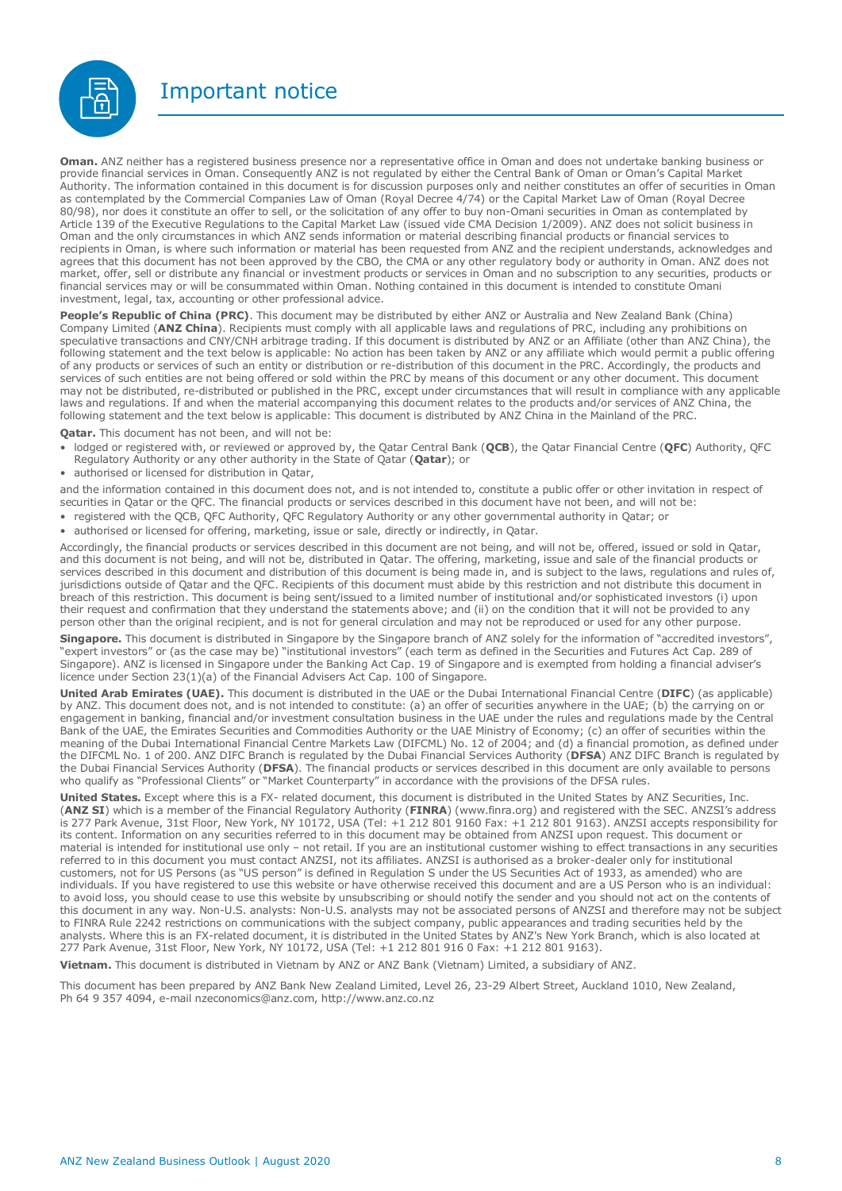# Important notice

**Oman.** ANZ neither has a registered business presence nor a representative office in Oman and does not undertake banking business or provide financial services in Oman. Consequently ANZ is not regulated by either the Central Bank of Oman or Oman's Capital Market Authority. The information contained in this document is for discussion purposes only and neither constitutes an offer of securities in Oman as contemplated by the Commercial Companies Law of Oman (Royal Decree 4/74) or the Capital Market Law of Oman (Royal Decree 80/98), nor does it constitute an offer to sell, or the solicitation of any offer to buy non-Omani securities in Oman as contemplated by Article 139 of the Executive Regulations to the Capital Market Law (issued vide CMA Decision 1/2009). ANZ does not solicit business in Oman and the only circumstances in which ANZ sends information or material describing financial products or financial services to recipients in Oman, is where such information or material has been requested from ANZ and the recipient understands, acknowledges and agrees that this document has not been approved by the CBO, the CMA or any other regulatory body or authority in Oman. ANZ does not market, offer, sell or distribute any financial or investment products or services in Oman and no subscription to any securities, products or financial services may or will be consummated within Oman. Nothing contained in this document is intended to constitute Omani investment, legal, tax, accounting or other professional advice.

**People's Republic of China (PRC)**. This document may be distributed by either ANZ or Australia and New Zealand Bank (China) Company Limited (**ANZ China**). Recipients must comply with all applicable laws and regulations of PRC, including any prohibitions on speculative transactions and CNY/CNH arbitrage trading. If this document is distributed by ANZ or an Affiliate (other than ANZ China), the following statement and the text below is applicable: No action has been taken by ANZ or any affiliate which would permit a public offering of any products or services of such an entity or distribution or re-distribution of this document in the PRC. Accordingly, the products and services of such entities are not being offered or sold within the PRC by means of this document or any other document. This document may not be distributed, re-distributed or published in the PRC, except under circumstances that will result in compliance with any applicable laws and regulations. If and when the material accompanying this document relates to the products and/or services of ANZ China, the following statement and the text below is applicable: This document is distributed by ANZ China in the Mainland of the PRC.

**Qatar.** This document has not been, and will not be:

- lodged or registered with, or reviewed or approved by, the Qatar Central Bank (**QCB**), the Qatar Financial Centre (**QFC**) Authority, QFC Regulatory Authority or any other authority in the State of Qatar (**Qatar**); or
- authorised or licensed for distribution in Qatar,

and the information contained in this document does not, and is not intended to, constitute a public offer or other invitation in respect of securities in Qatar or the QFC. The financial products or services described in this document have not been, and will not be:

- registered with the QCB, QFC Authority, QFC Regulatory Authority or any other governmental authority in Qatar; or
- authorised or licensed for offering, marketing, issue or sale, directly or indirectly, in Qatar.

Accordingly, the financial products or services described in this document are not being, and will not be, offered, issued or sold in Qatar, and this document is not being, and will not be, distributed in Qatar. The offering, marketing, issue and sale of the financial products or services described in this document and distribution of this document is being made in, and is subject to the laws, regulations and rules of, jurisdictions outside of Qatar and the QFC. Recipients of this document must abide by this restriction and not distribute this document in breach of this restriction. This document is being sent/issued to a limited number of institutional and/or sophisticated investors (i) upon their request and confirmation that they understand the statements above; and (ii) on the condition that it will not be provided to any person other than the original recipient, and is not for general circulation and may not be reproduced or used for any other purpose.

**Singapore.** This document is distributed in Singapore by the Singapore branch of ANZ solely for the information of "accredited investors", "expert investors" or (as the case may be) "institutional investors" (each term as defined in the Securities and Futures Act Cap. 289 of Singapore). ANZ is licensed in Singapore under the Banking Act Cap. 19 of Singapore and is exempted from holding a financial adviser's licence under Section 23(1)(a) of the Financial Advisers Act Cap. 100 of Singapore.

**United Arab Emirates (UAE).** This document is distributed in the UAE or the Dubai International Financial Centre (**DIFC**) (as applicable) by ANZ. This document does not, and is not intended to constitute: (a) an offer of securities anywhere in the UAE; (b) the carrying on or engagement in banking, financial and/or investment consultation business in the UAE under the rules and regulations made by the Central Bank of the UAE, the Emirates Securities and Commodities Authority or the UAE Ministry of Economy; (c) an offer of securities within the meaning of the Dubai International Financial Centre Markets Law (DIFCML) No. 12 of 2004; and (d) a financial promotion, as defined under the DIFCML No. 1 of 200. ANZ DIFC Branch is regulated by the Dubai Financial Services Authority (**DFSA**) ANZ DIFC Branch is regulated by the Dubai Financial Services Authority (**DFSA**). The financial products or services described in this document are only available to persons who qualify as "Professional Clients" or "Market Counterparty" in accordance with the provisions of the DFSA rules.

**United States.** Except where this is a FX- related document, this document is distributed in the United States by ANZ Securities, Inc. (**ANZ SI**) which is a member of the Financial Regulatory Authority (**FINRA**) (www.finra.org) and registered with the SEC. ANZSI's address is 277 Park Avenue, 31st Floor, New York, NY 10172, USA (Tel: +1 212 801 9160 Fax: +1 212 801 9163). ANZSI accepts responsibility for its content. Information on any securities referred to in this document may be obtained from ANZSI upon request. This document or material is intended for institutional use only – not retail. If you are an institutional customer wishing to effect transactions in any securities referred to in this document you must contact ANZSI, not its affiliates. ANZSI is authorised as a broker-dealer only for institutional customers, not for US Persons (as "US person" is defined in Regulation S under the US Securities Act of 1933, as amended) who are individuals. If you have registered to use this website or have otherwise received this document and are a US Person who is an individual: to avoid loss, you should cease to use this website by unsubscribing or should notify the sender and you should not act on the contents of this document in any way. Non-U.S. analysts: Non-U.S. analysts may not be associated persons of ANZSI and therefore may not be subject to FINRA Rule 2242 restrictions on communications with the subject company, public appearances and trading securities held by the analysts. Where this is an FX-related document, it is distributed in the United States by ANZ's New York Branch, which is also located at 277 Park Avenue, 31st Floor, New York, NY 10172, USA (Tel: +1 212 801 916 0 Fax: +1 212 801 9163).

**Vietnam.** This document is distributed in Vietnam by ANZ or ANZ Bank (Vietnam) Limited, a subsidiary of ANZ.

This document has been prepared by ANZ Bank New Zealand Limited, Level 26, 23-29 Albert Street, Auckland 1010, New Zealand, Ph 64 9 357 4094, e-mail nzeconomics@anz.com, http://www.anz.co.nz